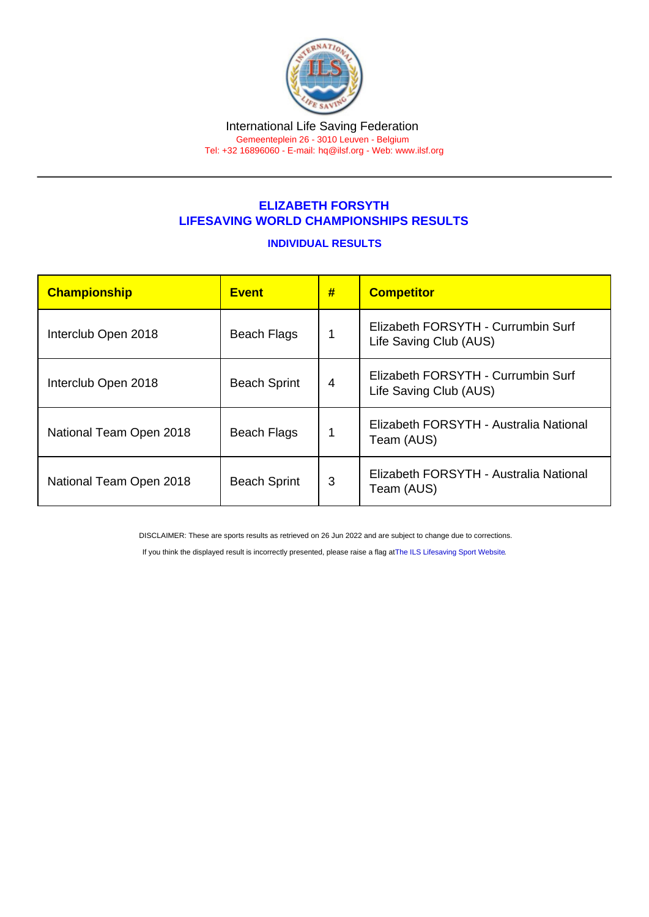International Life Saving Federation

Gemeenteplein 26 - 3010 Leuven - Belgium

Tel: +32 16896060 - E-mail: hq@ilsf.org - Web: www.ilsf.org

## ELIZABETH FORSYTH
## LIFESAVING WORLD CHAMPIONSHIPS RESULTS

### INDIVIDUAL RESULTS

| Championship | Event | # | Competitor |
|---|---|---|---|
| Interclub Open 2018 | Beach Flags | 1 | Elizabeth FORSYTH - Currumbin Surf Life Saving Club (AUS) |
| Interclub Open 2018 | Beach Sprint | 4 | Elizabeth FORSYTH - Currumbin Surf Life Saving Club (AUS) |
| National Team Open 2018 | Beach Flags | 1 | Elizabeth FORSYTH - Australia National Team (AUS) |
| National Team Open 2018 | Beach Sprint | 3 | Elizabeth FORSYTH - Australia National Team (AUS) |

DISCLAIMER: These are sports results as retrieved on 26 Jun 2022 and are subject to change due to corrections.

If you think the displayed result is incorrectly presented, please raise a flag at The ILS Lifesaving Sport Website.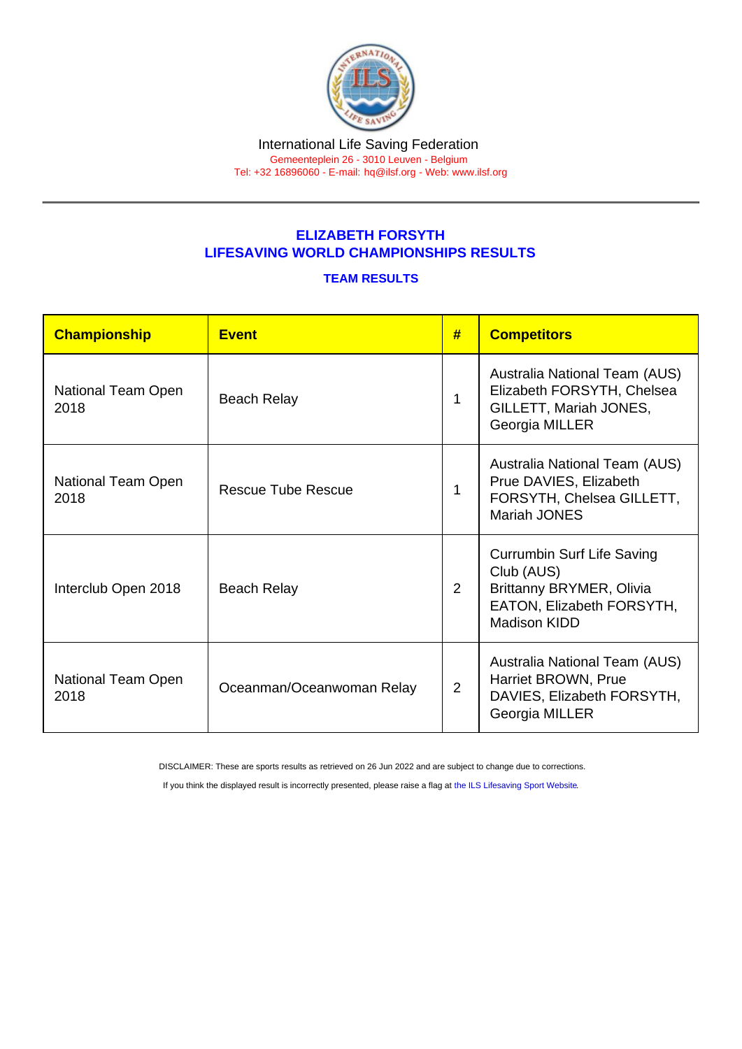International Life Saving Federation

Gemeenteplein 26 - 3010 Leuven - Belgium

Tel: +32 16896060 - E-mail: hq@ilsf.org - Web: www.ilsf.org

## ELIZABETH FORSYTH
## LIFESAVING WORLD CHAMPIONSHIPS RESULTS

### TEAM RESULTS

| Championship | Event | # | Competitors |
|---|---|---|---|
| National Team Open 2018 | Beach Relay | 1 | Australia National Team (AUS) Elizabeth FORSYTH, Chelsea GILLETT, Mariah JONES, Georgia MILLER |
| National Team Open 2018 | Rescue Tube Rescue | 1 | Australia National Team (AUS) Prue DAVIES, Elizabeth FORSYTH, Chelsea GILLETT, Mariah JONES |
| Interclub Open 2018 | Beach Relay | 2 | Currumbin Surf Life Saving Club (AUS) Brittanny BRYMER, Olivia EATON, Elizabeth FORSYTH, Madison KIDD |
| National Team Open 2018 | Oceanman/Oceanwoman Relay | 2 | Australia National Team (AUS) Harriet BROWN, Prue DAVIES, Elizabeth FORSYTH, Georgia MILLER |

DISCLAIMER: These are sports results as retrieved on 26 Jun 2022 and are subject to change due to corrections.

If you think the displayed result is incorrectly presented, please raise a flag at the ILS Lifesaving Sport Website.